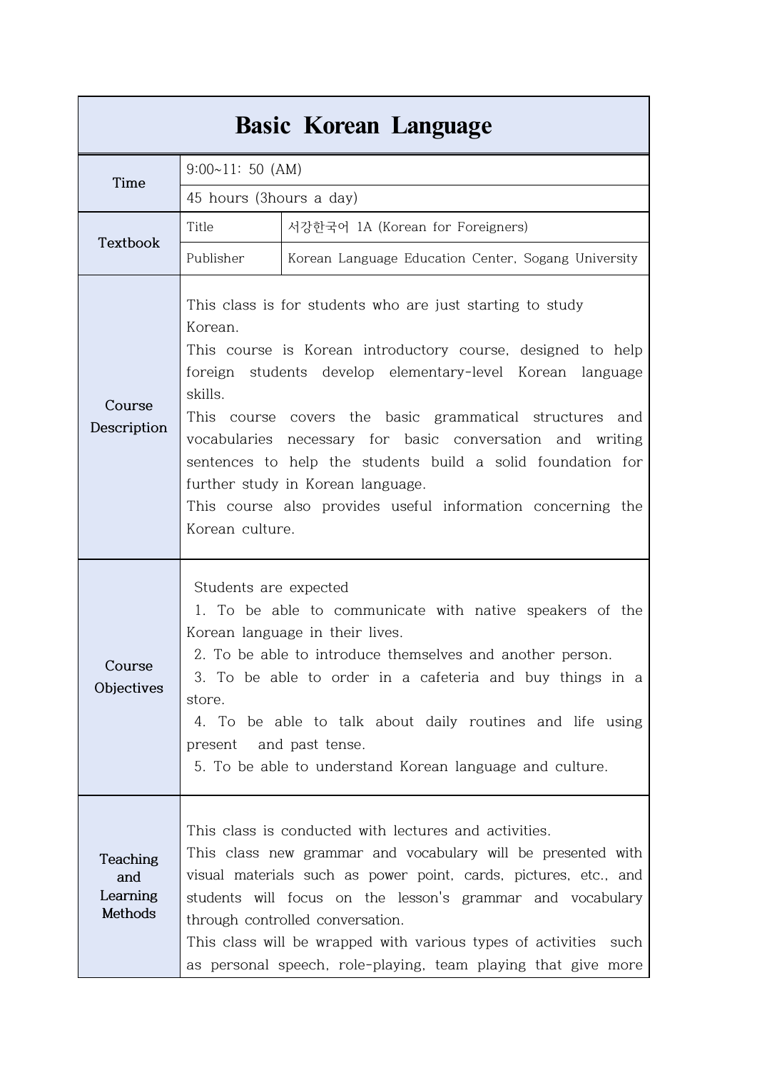# Basic Korean Language

| | | |
|---|---|---|
| **Time** | 9:00~11: 50 (AM) | |
| | 45 hours (3hours a day) | |
| **Textbook** | Title | 서강한국어 1A (Korean for Foreigners) |
| | Publisher | Korean Language Education Center, Sogang University |
| **Course Description** | This class is for students who are just starting to study Korean.<br>This course is Korean introductory course, designed to help foreign students develop elementary-level Korean language skills.<br>This course covers the basic grammatical structures and vocabularies necessary for basic conversation and writing sentences to help the students build a solid foundation for further study in Korean language.<br>This course also provides useful information concerning the Korean culture. | |
| **Course Objectives** | Students are expected<br>1. To be able to communicate with native speakers of the Korean language in their lives.<br>2. To be able to introduce themselves and another person.<br>3. To be able to order in a cafeteria and buy things in a store.<br>4. To be able to talk about daily routines and life using present and past tense.<br>5. To be able to understand Korean language and culture. | |
| **Teaching and Learning Methods** | This class is conducted with lectures and activities.<br>This class new grammar and vocabulary will be presented with visual materials such as power point, cards, pictures, etc., and students will focus on the lesson's grammar and vocabulary through controlled conversation.<br>This class will be wrapped with various types of activities such as personal speech, role-playing, team playing that give more | |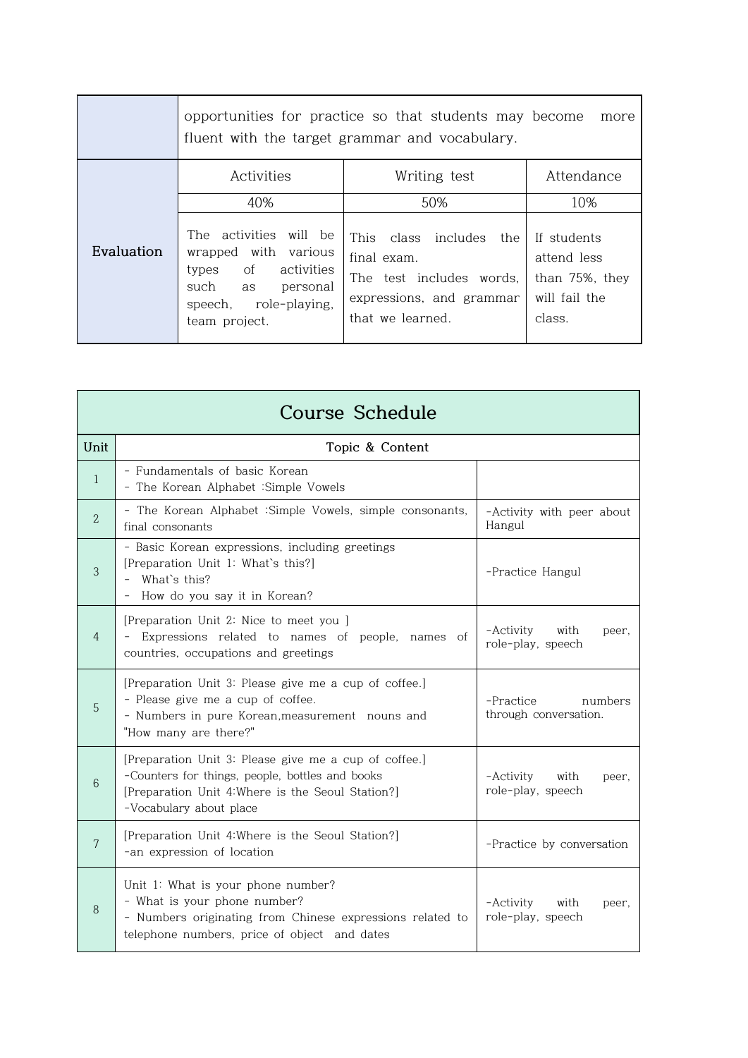| | | | |
|---|---|---|---|
| | opportunities for practice so that students may become more fluent with the target grammar and vocabulary. | | |
| Evaluation | Activities | Writing test | Attendance |
| | 40% | 50% | 10% |
| | The activities will be wrapped with various types of activities such as personal speech, role-playing, team project. | This class includes the final exam. The test includes words, expressions, and grammar that we learned. | If students attend less than 75%, they will fail the class. |

| Course Schedule | | |
|---|---|---|
| Unit | Topic & Content | |
| 1 | - Fundamentals of basic Korean<br>- The Korean Alphabet :Simple Vowels | |
| 2 | - The Korean Alphabet :Simple Vowels, simple consonants, final consonants | -Activity with peer about Hangul |
| 3 | - Basic Korean expressions, including greetings<br>[Preparation Unit 1: What's this?]<br>- What`s this?<br>- How do you say it in Korean? | -Practice Hangul |
| 4 | [Preparation Unit 2: Nice to meet you ]<br>- Expressions related to names of people, names of countries, occupations and greetings | -Activity with peer, role-play, speech |
| 5 | [Preparation Unit 3: Please give me a cup of coffee.]<br>- Please give me a cup of coffee.<br>- Numbers in pure Korean,measurement nouns and "How many are there?" | -Practice numbers through conversation. |
| 6 | [Preparation Unit 3: Please give me a cup of coffee.]<br>-Counters for things, people, bottles and books<br>[Preparation Unit 4:Where is the Seoul Station?]<br>-Vocabulary about place | -Activity with peer, role-play, speech |
| 7 | [Preparation Unit 4:Where is the Seoul Station?]<br>-an expression of location | -Practice by conversation |
| 8 | Unit 1: What is your phone number?<br>- What is your phone number?<br>- Numbers originating from Chinese expressions related to telephone numbers, price of object and dates | -Activity with peer, role-play, speech |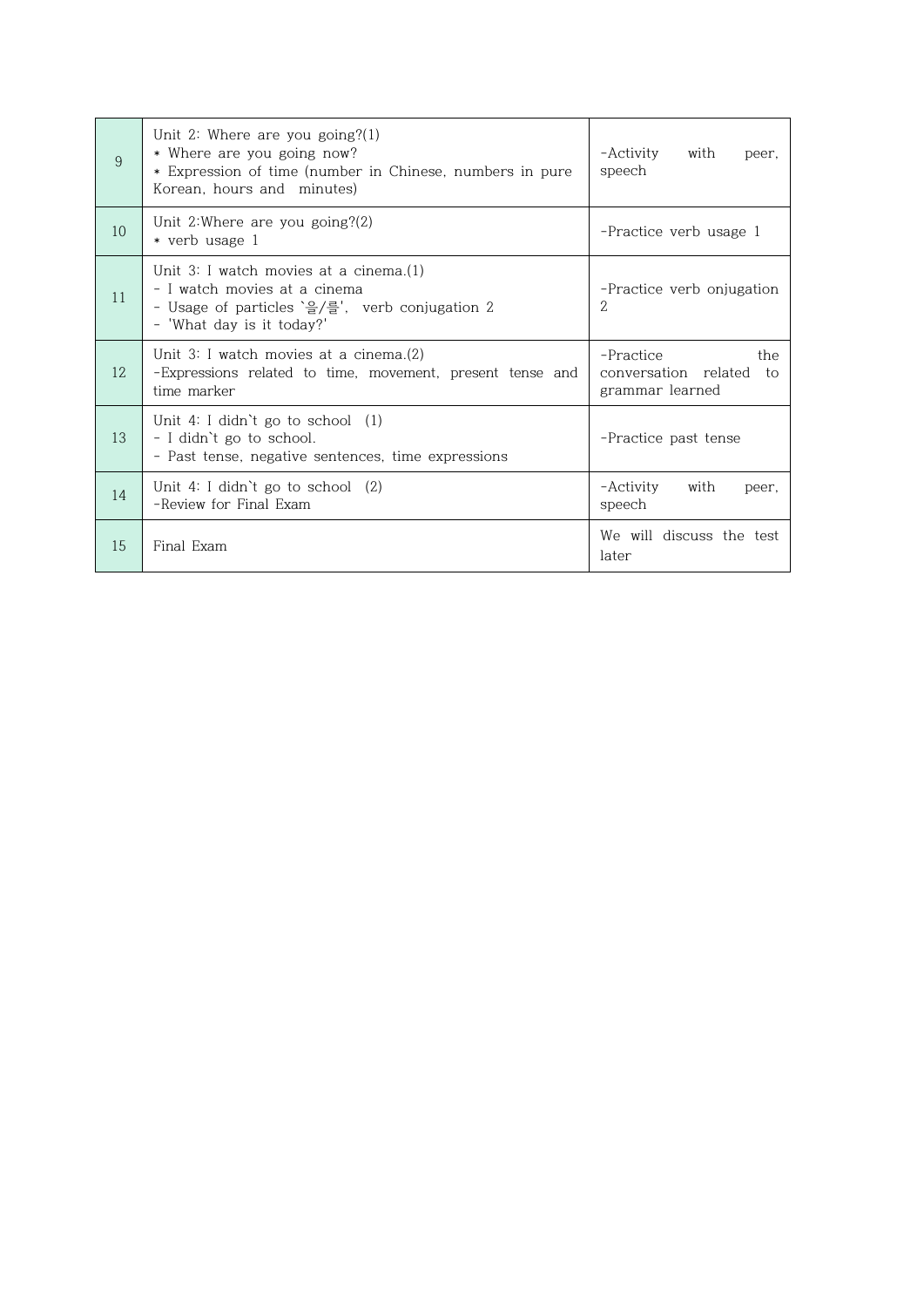| | | |
|---|---|---|
| 9 | Unit 2: Where are you going?(1)<br>* Where are you going now?<br>* Expression of time (number in Chinese, numbers in pure Korean, hours and minutes) | -Activity with peer, speech |
| 10 | Unit 2:Where are you going?(2)<br>* verb usage 1 | -Practice verb usage 1 |
| 11 | Unit 3: I watch movies at a cinema.(1)<br>- I watch movies at a cinema<br>- Usage of particles `을/를', verb conjugation 2<br>- 'What day is it today?' | -Practice verb onjugation 2 |
| 12 | Unit 3: I watch movies at a cinema.(2)<br>-Expressions related to time, movement, present tense and time marker | -Practice the conversation related to grammar learned |
| 13 | Unit 4: I didn`t go to school (1)<br>- I didn`t go to school.<br>- Past tense, negative sentences, time expressions | -Practice past tense |
| 14 | Unit 4: I didn`t go to school (2)<br>-Review for Final Exam | -Activity with peer, speech |
| 15 | Final Exam | We will discuss the test later |